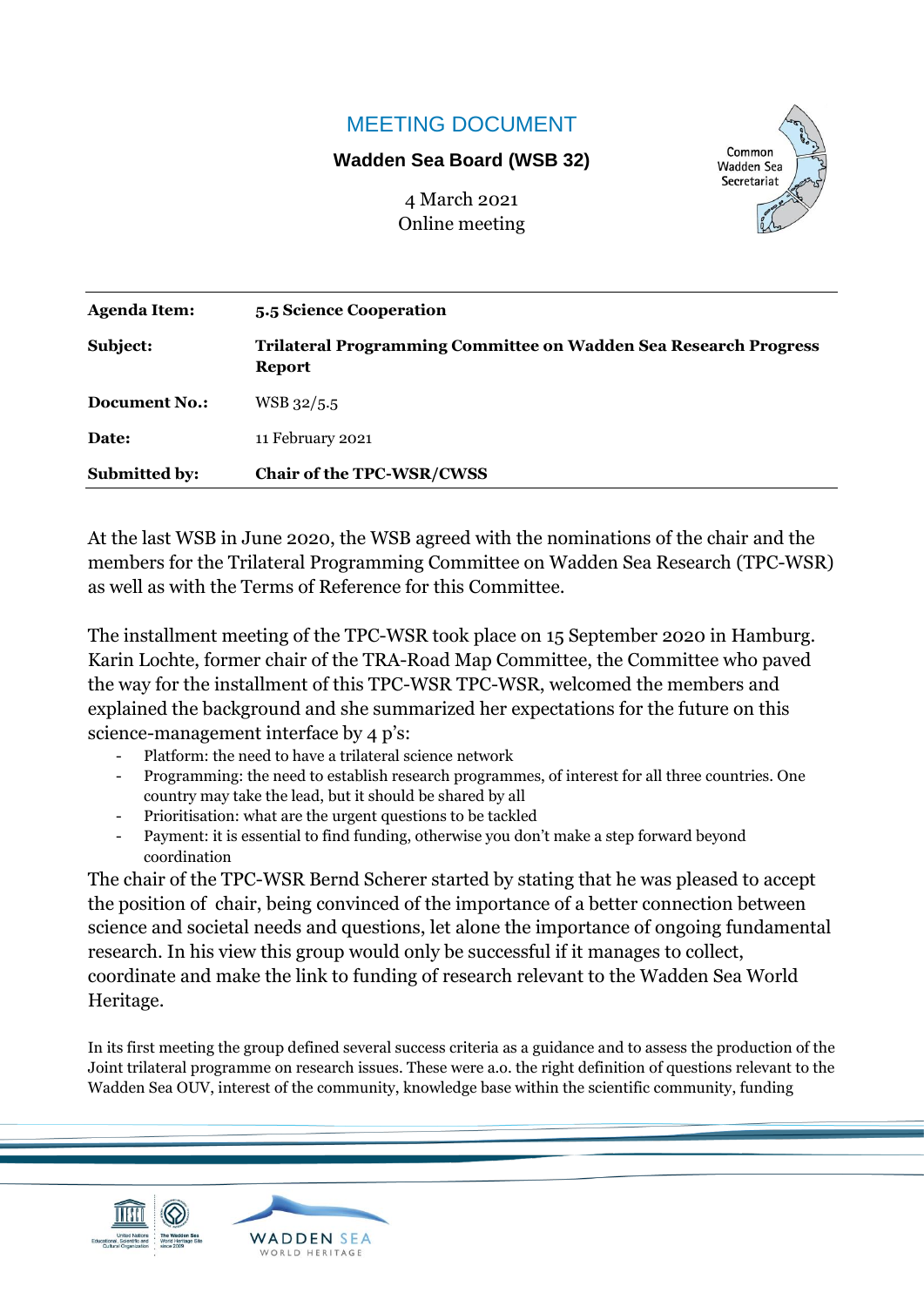# MEETING DOCUMENT

**Wadden Sea Board (WSB 32)**

4 March 2021
Online meeting

| | |
|---|---|
| **Agenda Item:** | **5.5 Science Cooperation** |
| **Subject:** | **Trilateral Programming Committee on Wadden Sea Research Progress Report** |
| **Document No.:** | WSB 32/5.5 |
| **Date:** | 11 February 2021 |
| **Submitted by:** | **Chair of the TPC-WSR/CWSS** |

At the last WSB in June 2020, the WSB agreed with the nominations of the chair and the members for the Trilateral Programming Committee on Wadden Sea Research (TPC-WSR) as well as with the Terms of Reference for this Committee.

The installment meeting of the TPC-WSR took place on 15 September 2020 in Hamburg. Karin Lochte, former chair of the TRA-Road Map Committee, the Committee who paved the way for the installment of this TPC-WSR TPC-WSR, welcomed the members and explained the background and she summarized her expectations for the future on this science-management interface by 4 p's:

- Platform: the need to have a trilateral science network
- Programming: the need to establish research programmes, of interest for all three countries. One country may take the lead, but it should be shared by all
- Prioritisation: what are the urgent questions to be tackled
- Payment: it is essential to find funding, otherwise you don't make a step forward beyond coordination

The chair of the TPC-WSR Bernd Scherer started by stating that he was pleased to accept the position of chair, being convinced of the importance of a better connection between science and societal needs and questions, let alone the importance of ongoing fundamental research. In his view this group would only be successful if it manages to collect, coordinate and make the link to funding of research relevant to the Wadden Sea World Heritage.

In its first meeting the group defined several success criteria as a guidance and to assess the production of the Joint trilateral programme on research issues. These were a.o. the right definition of questions relevant to the Wadden Sea OUV, interest of the community, knowledge base within the scientific community, funding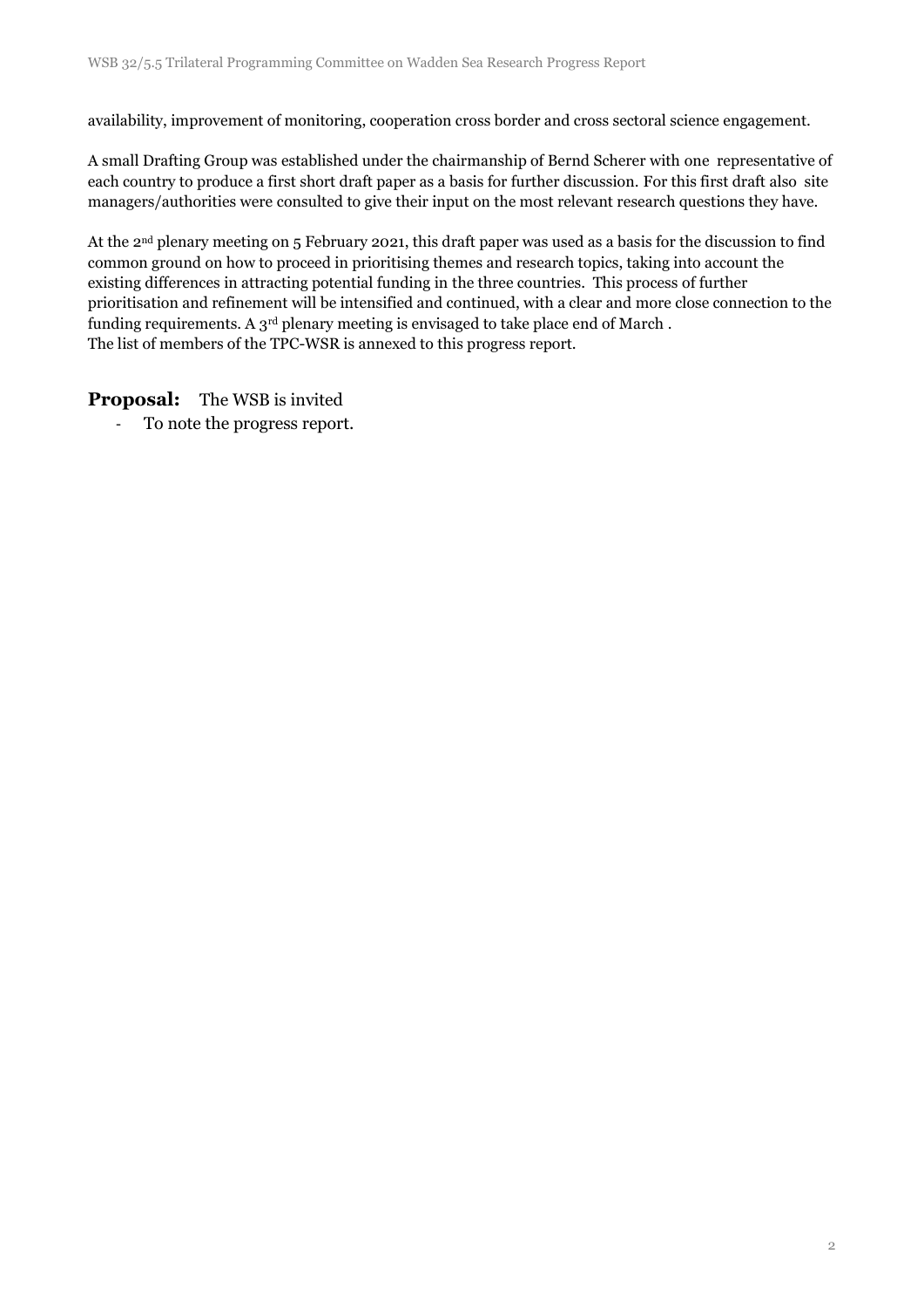availability, improvement of monitoring, cooperation cross border and cross sectoral science engagement.

A small Drafting Group was established under the chairmanship of Bernd Scherer with one representative of each country to produce a first short draft paper as a basis for further discussion. For this first draft also site managers/authorities were consulted to give their input on the most relevant research questions they have.

At the 2nd plenary meeting on 5 February 2021, this draft paper was used as a basis for the discussion to find common ground on how to proceed in prioritising themes and research topics, taking into account the existing differences in attracting potential funding in the three countries. This process of further prioritisation and refinement will be intensified and continued, with a clear and more close connection to the funding requirements. A 3rd plenary meeting is envisaged to take place end of March .
The list of members of the TPC-WSR is annexed to this progress report.

**Proposal:** The WSB is invited

- To note the progress report.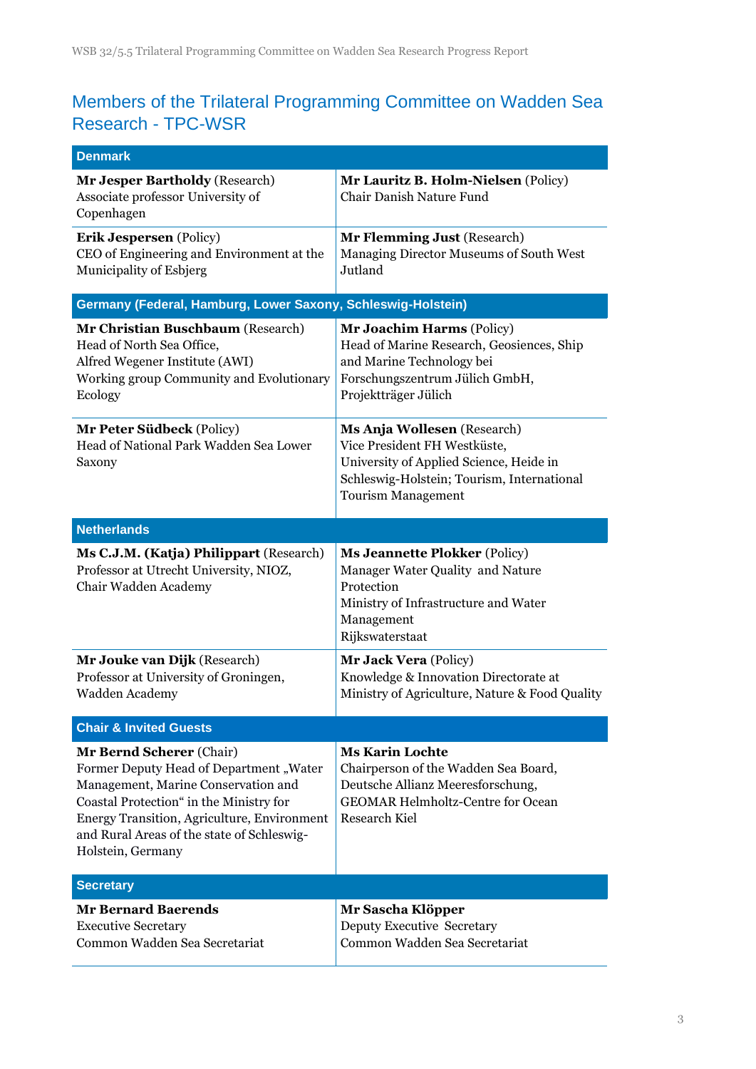## Members of the Trilateral Programming Committee on Wadden Sea Research - TPC-WSR

| | |
|---|---|
| **Denmark** | |
| **Mr Jesper Bartholdy** (Research)<br>Associate professor University of Copenhagen | **Mr Lauritz B. Holm-Nielsen** (Policy)<br>Chair Danish Nature Fund |
| **Erik Jespersen** (Policy)<br>CEO of Engineering and Environment at the Municipality of Esbjerg | **Mr Flemming Just** (Research)<br>Managing Director Museums of South West Jutland |
| **Germany (Federal, Hamburg, Lower Saxony, Schleswig-Holstein)** | |
| **Mr Christian Buschbaum** (Research)<br>Head of North Sea Office,<br>Alfred Wegener Institute (AWI)<br>Working group Community and Evolutionary Ecology | **Mr Joachim Harms** (Policy)<br>Head of Marine Research, Geosiences, Ship and Marine Technology bei Forschungszentrum Jülich GmbH, Projektträger Jülich |
| **Mr Peter Südbeck** (Policy)<br>Head of National Park Wadden Sea Lower Saxony | **Ms Anja Wollesen** (Research)<br>Vice President FH Westküste,<br>University of Applied Science, Heide in Schleswig-Holstein; Tourism, International Tourism Management |
| **Netherlands** | |
| **Ms C.J.M. (Katja) Philippart** (Research)<br>Professor at Utrecht University, NIOZ,<br>Chair Wadden Academy | **Ms Jeannette Plokker** (Policy)<br>Manager Water Quality and Nature Protection<br>Ministry of Infrastructure and Water Management<br>Rijkswaterstaat |
| **Mr Jouke van Dijk** (Research)<br>Professor at University of Groningen,<br>Wadden Academy | **Mr Jack Vera** (Policy)<br>Knowledge & Innovation Directorate at Ministry of Agriculture, Nature & Food Quality |
| **Chair & Invited Guests** | |
| **Mr Bernd Scherer** (Chair)<br>Former Deputy Head of Department „Water Management, Marine Conservation and Coastal Protection“ in the Ministry for Energy Transition, Agriculture, Environment and Rural Areas of the state of Schleswig-Holstein, Germany | **Ms Karin Lochte**<br>Chairperson of the Wadden Sea Board,<br>Deutsche Allianz Meeresforschung,<br>GEOMAR Helmholtz-Centre for Ocean Research Kiel |
| **Secretary** | |
| **Mr Bernard Baerends**<br>Executive Secretary<br>Common Wadden Sea Secretariat | **Mr Sascha Klöpper**<br>Deputy Executive Secretary<br>Common Wadden Sea Secretariat |